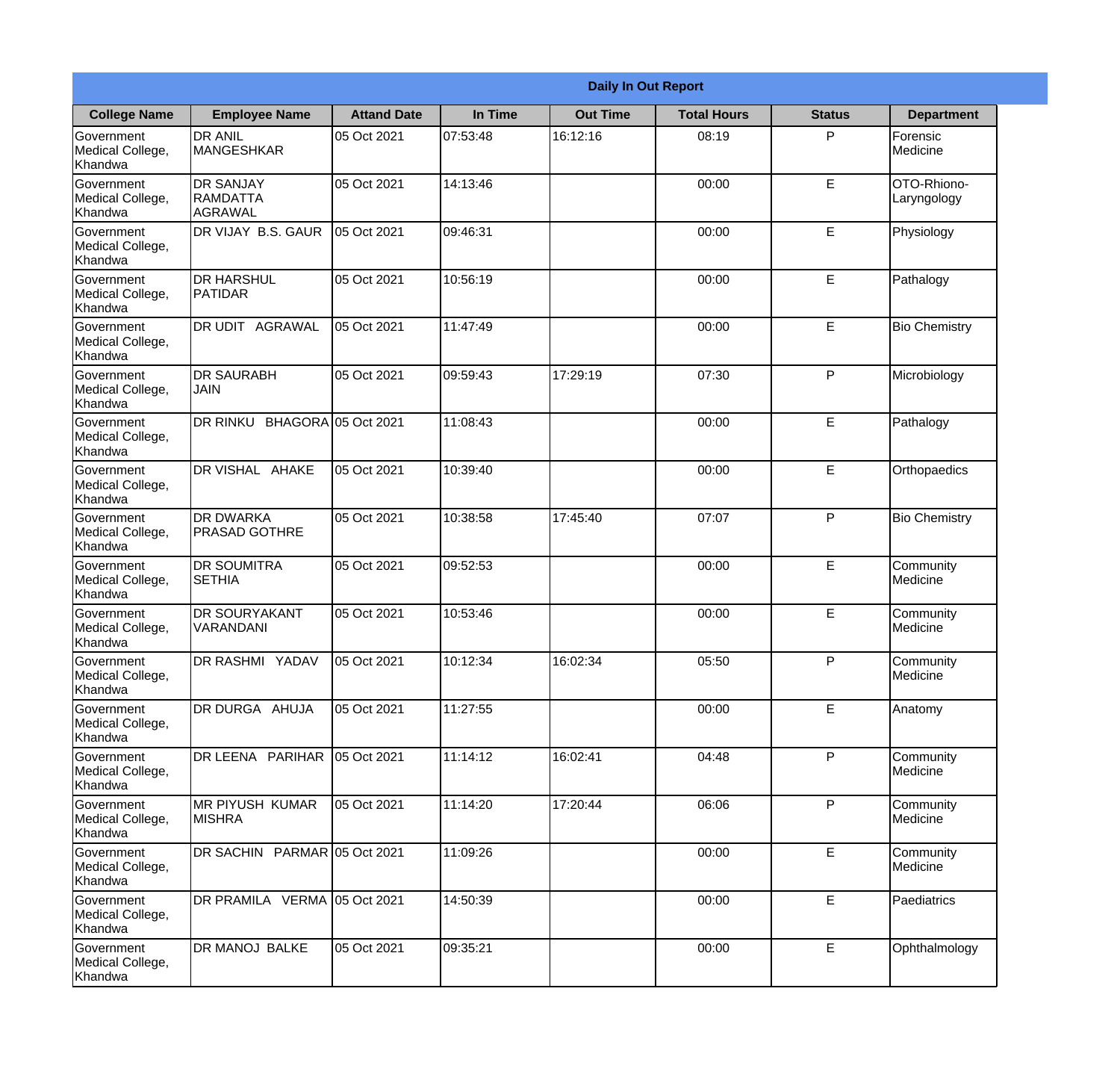| Daily In Out Report | | | | | | | |
|---|---|---|---|---|---|---|---|
| **College Name** | **Employee Name** | **Attand Date** | **In Time** | **Out Time** | **Total Hours** | **Status** | **Department** |
| Government Medical College, Khandwa | DR ANIL MANGESHKAR | 05 Oct 2021 | 07:53:48 | 16:12:16 | 08:19 | P | Forensic Medicine |
| Government Medical College, Khandwa | DR SANJAY RAMDATTA AGRAWAL | 05 Oct 2021 | 14:13:46 | | 00:00 | E | OTO-Rhiono-Laryngology |
| Government Medical College, Khandwa | DR VIJAY B.S. GAUR | 05 Oct 2021 | 09:46:31 | | 00:00 | E | Physiology |
| Government Medical College, Khandwa | DR HARSHUL PATIDAR | 05 Oct 2021 | 10:56:19 | | 00:00 | E | Pathalogy |
| Government Medical College, Khandwa | DR UDIT AGRAWAL | 05 Oct 2021 | 11:47:49 | | 00:00 | E | Bio Chemistry |
| Government Medical College, Khandwa | DR SAURABH JAIN | 05 Oct 2021 | 09:59:43 | 17:29:19 | 07:30 | P | Microbiology |
| Government Medical College, Khandwa | DR RINKU BHAGORA | 05 Oct 2021 | 11:08:43 | | 00:00 | E | Pathalogy |
| Government Medical College, Khandwa | DR VISHAL AHAKE | 05 Oct 2021 | 10:39:40 | | 00:00 | E | Orthopaedics |
| Government Medical College, Khandwa | DR DWARKA PRASAD GOTHRE | 05 Oct 2021 | 10:38:58 | 17:45:40 | 07:07 | P | Bio Chemistry |
| Government Medical College, Khandwa | DR SOUMITRA SETHIA | 05 Oct 2021 | 09:52:53 | | 00:00 | E | Community Medicine |
| Government Medical College, Khandwa | DR SOURYAKANT VARANDANI | 05 Oct 2021 | 10:53:46 | | 00:00 | E | Community Medicine |
| Government Medical College, Khandwa | DR RASHMI YADAV | 05 Oct 2021 | 10:12:34 | 16:02:34 | 05:50 | P | Community Medicine |
| Government Medical College, Khandwa | DR DURGA AHUJA | 05 Oct 2021 | 11:27:55 | | 00:00 | E | Anatomy |
| Government Medical College, Khandwa | DR LEENA PARIHAR | 05 Oct 2021 | 11:14:12 | 16:02:41 | 04:48 | P | Community Medicine |
| Government Medical College, Khandwa | MR PIYUSH KUMAR MISHRA | 05 Oct 2021 | 11:14:20 | 17:20:44 | 06:06 | P | Community Medicine |
| Government Medical College, Khandwa | DR SACHIN PARMAR | 05 Oct 2021 | 11:09:26 | | 00:00 | E | Community Medicine |
| Government Medical College, Khandwa | DR PRAMILA VERMA | 05 Oct 2021 | 14:50:39 | | 00:00 | E | Paediatrics |
| Government Medical College, Khandwa | DR MANOJ BALKE | 05 Oct 2021 | 09:35:21 | | 00:00 | E | Ophthalmology |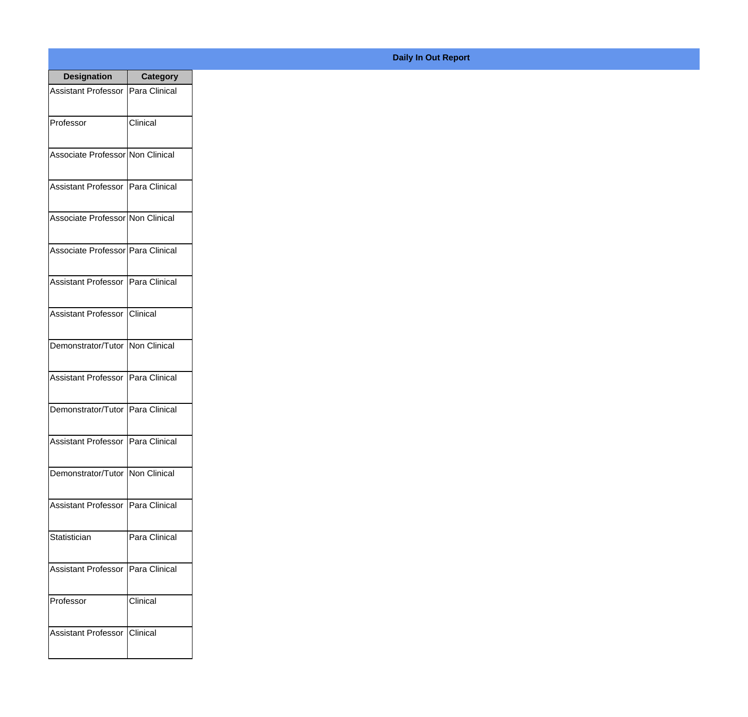**Daily In Out Report**

| Designation | Category |
| --- | --- |
| Assistant Professor | Para Clinical |
| Professor | Clinical |
| Associate Professor | Non Clinical |
| Assistant Professor | Para Clinical |
| Associate Professor | Non Clinical |
| Associate Professor | Para Clinical |
| Assistant Professor | Para Clinical |
| Assistant Professor | Clinical |
| Demonstrator/Tutor | Non Clinical |
| Assistant Professor | Para Clinical |
| Demonstrator/Tutor | Para Clinical |
| Assistant Professor | Para Clinical |
| Demonstrator/Tutor | Non Clinical |
| Assistant Professor | Para Clinical |
| Statistician | Para Clinical |
| Assistant Professor | Para Clinical |
| Professor | Clinical |
| Assistant Professor | Clinical |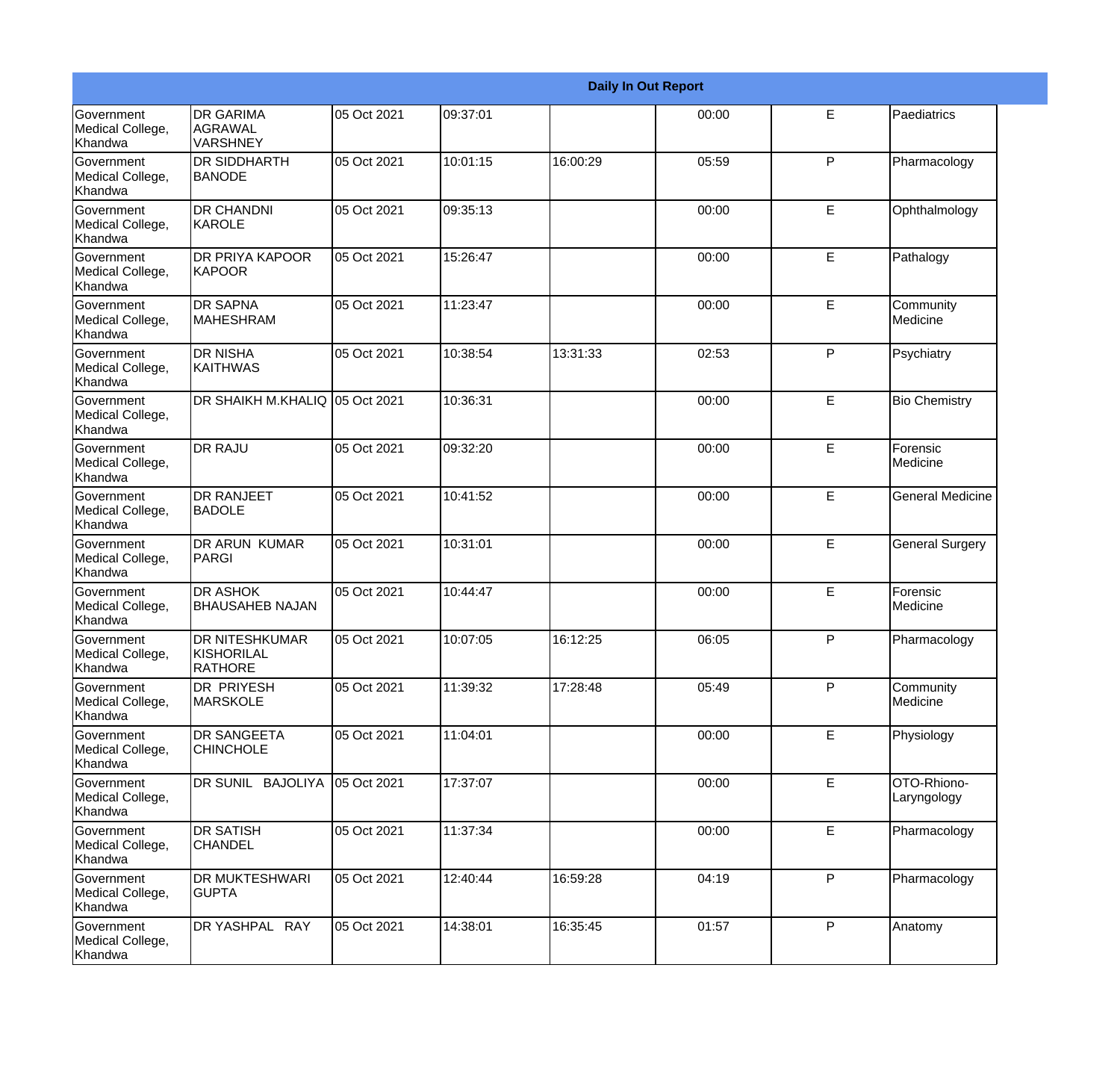| Daily In Out Report | | | | | | | |
|---|---|---|---|---|---|---|---|
| Government Medical College, Khandwa | DR GARIMA AGRAWAL VARSHNEY | 05 Oct 2021 | 09:37:01 | | 00:00 | E | Paediatrics |
| Government Medical College, Khandwa | DR SIDDHARTH BANODE | 05 Oct 2021 | 10:01:15 | 16:00:29 | 05:59 | P | Pharmacology |
| Government Medical College, Khandwa | DR CHANDNI KAROLE | 05 Oct 2021 | 09:35:13 | | 00:00 | E | Ophthalmology |
| Government Medical College, Khandwa | DR PRIYA KAPOOR KAPOOR | 05 Oct 2021 | 15:26:47 | | 00:00 | E | Pathalogy |
| Government Medical College, Khandwa | DR SAPNA MAHESHRAM | 05 Oct 2021 | 11:23:47 | | 00:00 | E | Community Medicine |
| Government Medical College, Khandwa | DR NISHA KAITHWAS | 05 Oct 2021 | 10:38:54 | 13:31:33 | 02:53 | P | Psychiatry |
| Government Medical College, Khandwa | DR SHAIKH M.KHALIQ | 05 Oct 2021 | 10:36:31 | | 00:00 | E | Bio Chemistry |
| Government Medical College, Khandwa | DR RAJU | 05 Oct 2021 | 09:32:20 | | 00:00 | E | Forensic Medicine |
| Government Medical College, Khandwa | DR RANJEET BADOLE | 05 Oct 2021 | 10:41:52 | | 00:00 | E | General Medicine |
| Government Medical College, Khandwa | DR ARUN KUMAR PARGI | 05 Oct 2021 | 10:31:01 | | 00:00 | E | General Surgery |
| Government Medical College, Khandwa | DR ASHOK BHAUSAHEB NAJAN | 05 Oct 2021 | 10:44:47 | | 00:00 | E | Forensic Medicine |
| Government Medical College, Khandwa | DR NITESHKUMAR KISHORILAL RATHORE | 05 Oct 2021 | 10:07:05 | 16:12:25 | 06:05 | P | Pharmacology |
| Government Medical College, Khandwa | DR PRIYESH MARSKOLE | 05 Oct 2021 | 11:39:32 | 17:28:48 | 05:49 | P | Community Medicine |
| Government Medical College, Khandwa | DR SANGEETA CHINCHOLE | 05 Oct 2021 | 11:04:01 | | 00:00 | E | Physiology |
| Government Medical College, Khandwa | DR SUNIL BAJOLIYA | 05 Oct 2021 | 17:37:07 | | 00:00 | E | OTO-Rhiono-Laryngology |
| Government Medical College, Khandwa | DR SATISH CHANDEL | 05 Oct 2021 | 11:37:34 | | 00:00 | E | Pharmacology |
| Government Medical College, Khandwa | DR MUKTESHWARI GUPTA | 05 Oct 2021 | 12:40:44 | 16:59:28 | 04:19 | P | Pharmacology |
| Government Medical College, Khandwa | DR YASHPAL RAY | 05 Oct 2021 | 14:38:01 | 16:35:45 | 01:57 | P | Anatomy |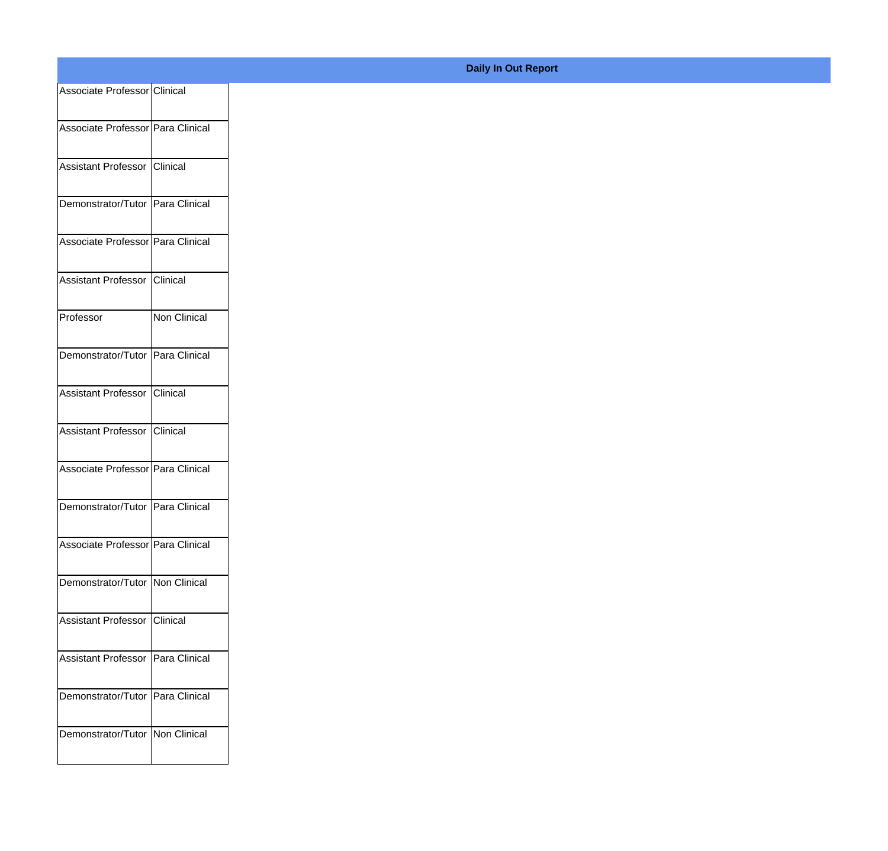**Daily In Out Report**

| | |
|---|---|
| Associate Professor | Clinical |
| Associate Professor | Para Clinical |
| Assistant Professor | Clinical |
| Demonstrator/Tutor | Para Clinical |
| Associate Professor | Para Clinical |
| Assistant Professor | Clinical |
| Professor | Non Clinical |
| Demonstrator/Tutor | Para Clinical |
| Assistant Professor | Clinical |
| Assistant Professor | Clinical |
| Associate Professor | Para Clinical |
| Demonstrator/Tutor | Para Clinical |
| Associate Professor | Para Clinical |
| Demonstrator/Tutor | Non Clinical |
| Assistant Professor | Clinical |
| Assistant Professor | Para Clinical |
| Demonstrator/Tutor | Para Clinical |
| Demonstrator/Tutor | Non Clinical |